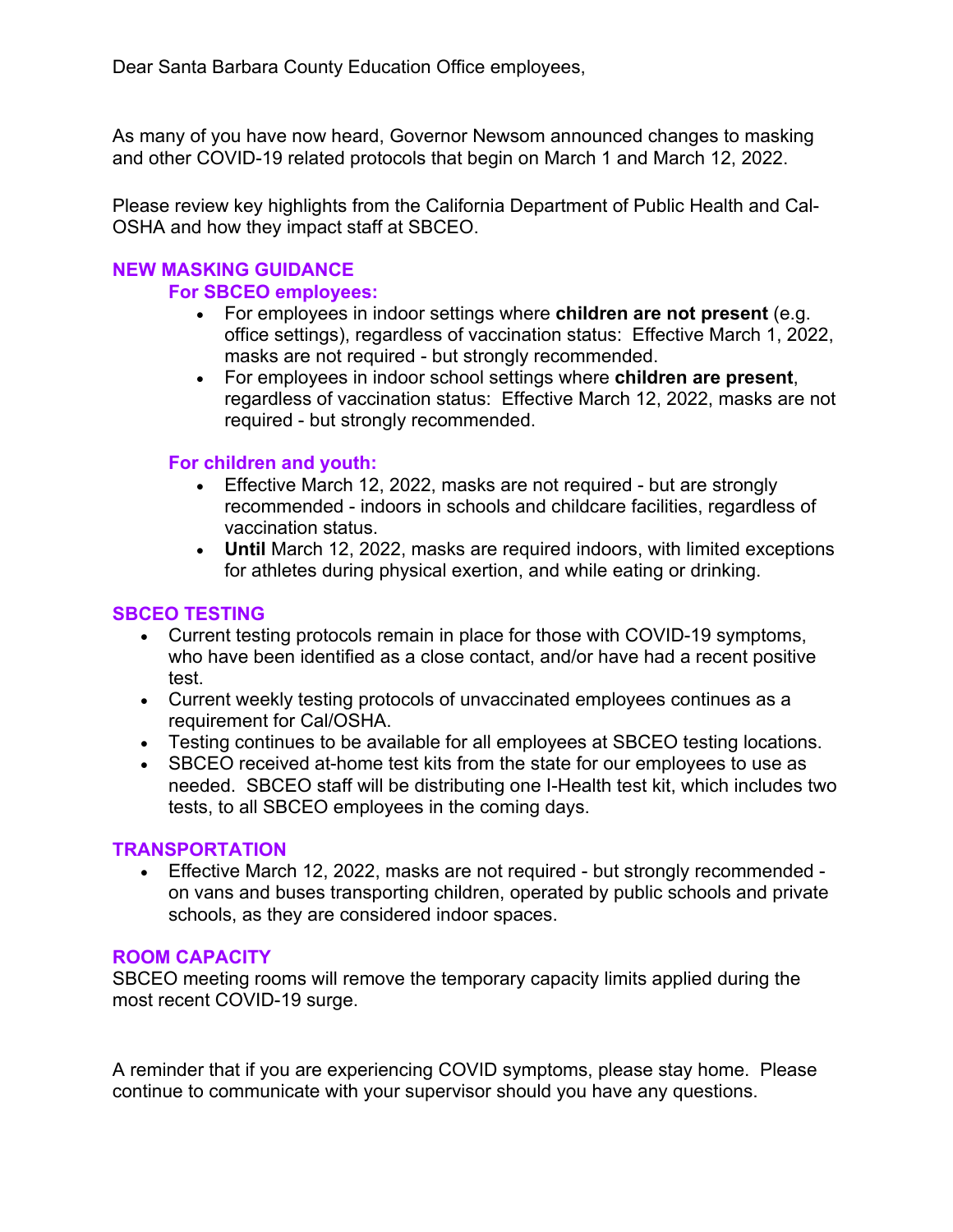Dear Santa Barbara County Education Office employees,

As many of you have now heard, Governor Newsom announced changes to masking and other COVID-19 related protocols that begin on March 1 and March 12, 2022.

Please review key highlights from the California Department of Public Health and Cal-OSHA and how they impact staff at SBCEO.

## NEW MASKING GUIDANCE

### For SBCEO employees:

- For employees in indoor settings where **children are not present** (e.g. office settings), regardless of vaccination status: Effective March 1, 2022, masks are not required - but strongly recommended.
- For employees in indoor school settings where **children are present**, regardless of vaccination status: Effective March 12, 2022, masks are not required - but strongly recommended.

### For children and youth:

- Effective March 12, 2022, masks are not required - but are strongly recommended - indoors in schools and childcare facilities, regardless of vaccination status.
- **Until** March 12, 2022, masks are required indoors, with limited exceptions for athletes during physical exertion, and while eating or drinking.

## SBCEO TESTING

- Current testing protocols remain in place for those with COVID-19 symptoms, who have been identified as a close contact, and/or have had a recent positive test.
- Current weekly testing protocols of unvaccinated employees continues as a requirement for Cal/OSHA.
- Testing continues to be available for all employees at SBCEO testing locations.
- SBCEO received at-home test kits from the state for our employees to use as needed. SBCEO staff will be distributing one I-Health test kit, which includes two tests, to all SBCEO employees in the coming days.

## TRANSPORTATION

- Effective March 12, 2022, masks are not required - but strongly recommended - on vans and buses transporting children, operated by public schools and private schools, as they are considered indoor spaces.

## ROOM CAPACITY

SBCEO meeting rooms will remove the temporary capacity limits applied during the most recent COVID-19 surge.

A reminder that if you are experiencing COVID symptoms, please stay home. Please continue to communicate with your supervisor should you have any questions.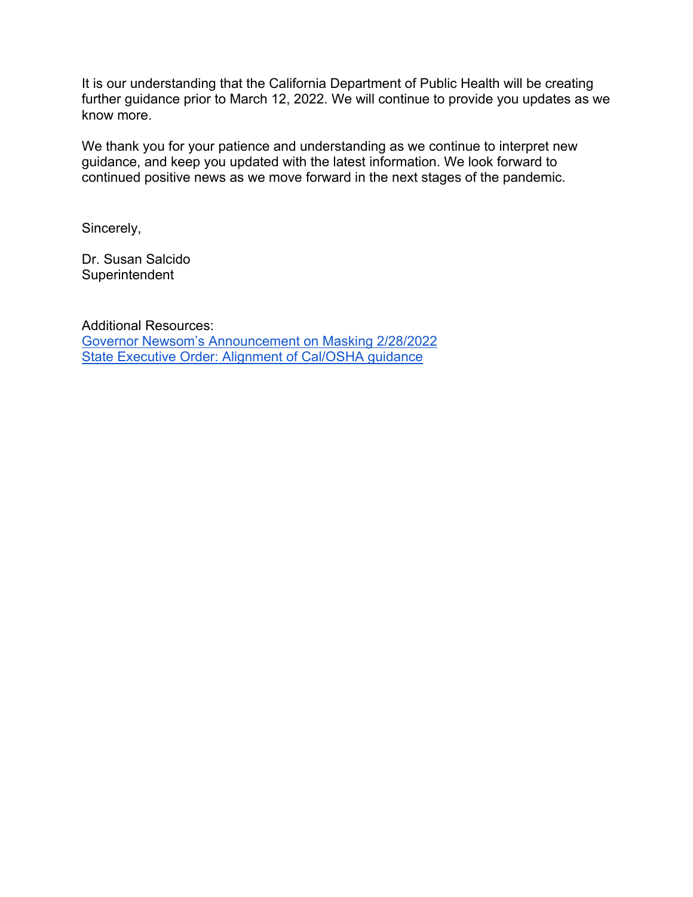It is our understanding that the California Department of Public Health will be creating further guidance prior to March 12, 2022. We will continue to provide you updates as we know more.

We thank you for your patience and understanding as we continue to interpret new guidance, and keep you updated with the latest information. We look forward to continued positive news as we move forward in the next stages of the pandemic.

Sincerely,

Dr. Susan Salcido
Superintendent

Additional Resources:
Governor Newsom's Announcement on Masking 2/28/2022
State Executive Order: Alignment of Cal/OSHA guidance